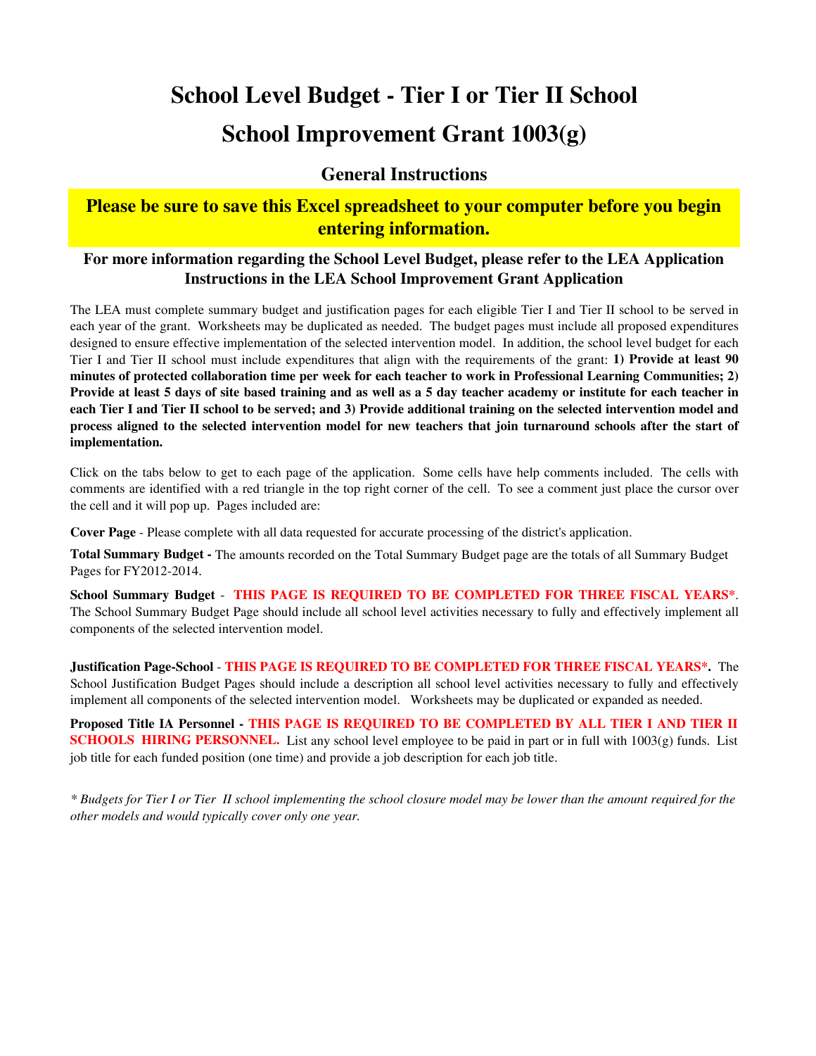# School Level Budget - Tier I or Tier II School

# School Improvement Grant 1003(g)

## General Instructions

**Please be sure to save this Excel spreadsheet to your computer before you begin entering information.**

**For more information regarding the School Level Budget, please refer to the LEA Application Instructions in the LEA School Improvement Grant Application**

The LEA must complete summary budget and justification pages for each eligible Tier I and Tier II school to be served in each year of the grant. Worksheets may be duplicated as needed. The budget pages must include all proposed expenditures designed to ensure effective implementation of the selected intervention model. In addition, the school level budget for each Tier I and Tier II school must include expenditures that align with the requirements of the grant: **1) Provide at least 90 minutes of protected collaboration time per week for each teacher to work in Professional Learning Communities; 2) Provide at least 5 days of site based training and as well as a 5 day teacher academy or institute for each teacher in each Tier I and Tier II school to be served; and 3) Provide additional training on the selected intervention model and process aligned to the selected intervention model for new teachers that join turnaround schools after the start of implementation.**

Click on the tabs below to get to each page of the application. Some cells have help comments included. The cells with comments are identified with a red triangle in the top right corner of the cell. To see a comment just place the cursor over the cell and it will pop up. Pages included are:

**Cover Page** - Please complete with all data requested for accurate processing of the district's application.

**Total Summary Budget -** The amounts recorded on the Total Summary Budget page are the totals of all Summary Budget Pages for FY2012-2014.

**School Summary Budget** - **THIS PAGE IS REQUIRED TO BE COMPLETED FOR THREE FISCAL YEARS***. The School Summary Budget Page should include all school level activities necessary to fully and effectively implement all components of the selected intervention model.

**Justification Page-School** - **THIS PAGE IS REQUIRED TO BE COMPLETED FOR THREE FISCAL YEARS*.** The School Justification Budget Pages should include a description all school level activities necessary to fully and effectively implement all components of the selected intervention model. Worksheets may be duplicated or expanded as needed.

**Proposed Title IA Personnel - THIS PAGE IS REQUIRED TO BE COMPLETED BY ALL TIER I AND TIER II SCHOOLS HIRING PERSONNEL.** List any school level employee to be paid in part or in full with 1003(g) funds. List job title for each funded position (one time) and provide a job description for each job title.

*\* Budgets for Tier I or Tier II school implementing the school closure model may be lower than the amount required for the other models and would typically cover only one year.*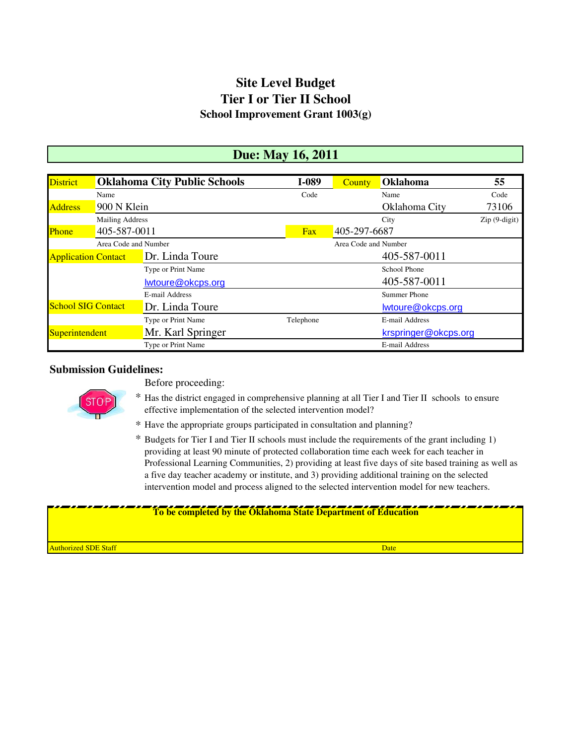# Site Level Budget
# Tier I or Tier II School
## School Improvement Grant 1003(g)

**Due: May 16, 2011**

| | | | | | |
|---|---|---|---|---|---|
| District | **Oklahoma City Public Schools** | **I-089** | County | **Oklahoma** | **55** |
| | Name | Code | | Name | Code |
| Address | 900 N Klein | | | Oklahoma City | 73106 |
| | Mailing Address | | | City | Zip (9-digit) |
| Phone | 405-587-0011 | Fax | 405-297-6687 | | |
| | Area Code and Number | | Area Code and Number | | |
| Application Contact | Dr. Linda Toure | | | 405-587-0011 | |
| | Type or Print Name | | | School Phone | |
| | lwtoure@okcps.org | | | 405-587-0011 | |
| | E-mail Address | | | Summer Phone | |
| School SIG Contact | Dr. Linda Toure | | | lwtoure@okcps.org | |
| | Type or Print Name | Telephone | | E-mail Address | |
| Superintendent | Mr. Karl Springer | | | krspringer@okcps.org | |
| | Type or Print Name | | | E-mail Address | |

### Submission Guidelines:

Before proceeding:

* Has the district engaged in comprehensive planning at all Tier I and Tier II schools to ensure effective implementation of the selected intervention model?
* Have the appropriate groups participated in consultation and planning?
* Budgets for Tier I and Tier II schools must include the requirements of the grant including 1) providing at least 90 minute of protected collaboration time each week for each teacher in Professional Learning Communities, 2) providing at least five days of site based training as well as a five day teacher academy or institute, and 3) providing additional training on the selected intervention model and process aligned to the selected intervention model for new teachers.

**To be completed by the Oklahoma State Department of Education**

| Authorized SDE Staff | Date |
|---|---|
| | |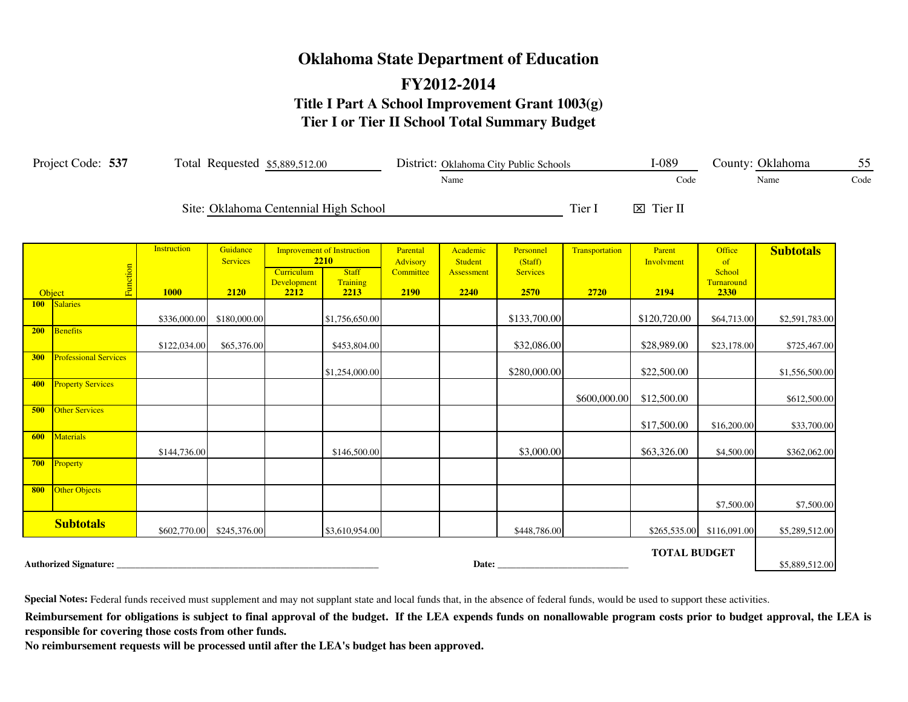# Oklahoma State Department of Education

## FY2012-2014

### Title I Part A School Improvement Grant 1003(g)

### Tier I or Tier II School Total Summary Budget

Project Code: **537** Total Requested $5,889,512.00 District: Oklahoma City Public Schools (Name) I-089 (Code) County: Oklahoma (Name) 55 (Code)

Site: Oklahoma Centennial High School Tier I ☒ Tier II

| Object / Function | Instruction 1000 | Guidance Services 2120 | Improvement of Instruction 2210: Curriculum Development 2212 | Improvement of Instruction 2210: Staff Training 2213 | Parental Advisory Committee 2190 | Academic Student Assessment 2240 | Personnel (Staff) Services 2570 | Transportation 2720 | Parent Involvment 2194 | Office of School Turnaround 2330 | Subtotals |
|---|---|---|---|---|---|---|---|---|---|---|---|
| 100 Salaries | $336,000.00 | $180,000.00 | | $1,756,650.00 | | | $133,700.00 | | $120,720.00 | $64,713.00 | $2,591,783.00 |
| 200 Benefits | $122,034.00 | $65,376.00 | | $453,804.00 | | | $32,086.00 | | $28,989.00 | $23,178.00 | $725,467.00 |
| 300 Professional Services | | | | $1,254,000.00 | | | $280,000.00 | | $22,500.00 | | $1,556,500.00 |
| 400 Property Services | | | | | | | | $600,000.00 | $12,500.00 | | $612,500.00 |
| 500 Other Services | | | | | | | | | $17,500.00 | $16,200.00 | $33,700.00 |
| 600 Materials | $144,736.00 | | | $146,500.00 | | | $3,000.00 | | $63,326.00 | $4,500.00 | $362,062.00 |
| 700 Property | | | | | | | | | | | |
| 800 Other Objects | | | | | | | | | | $7,500.00 | $7,500.00 |
| **Subtotals** | $602,770.00 | $245,376.00 | | $3,610,954.00 | | | $448,786.00 | | $265,535.00 | $116,091.00 | $5,289,512.00 |

**TOTAL BUDGET** $5,889,512.00

**Authorized Signature:** ______________________________ **Date:** ____________________

**Special Notes:** Federal funds received must supplement and may not supplant state and local funds that, in the absence of federal funds, would be used to support these activities.

**Reimbursement for obligations is subject to final approval of the budget. If the LEA expends funds on nonallowable program costs prior to budget approval, the LEA is responsible for covering those costs from other funds.**

**No reimbursement requests will be processed until after the LEA's budget has been approved.**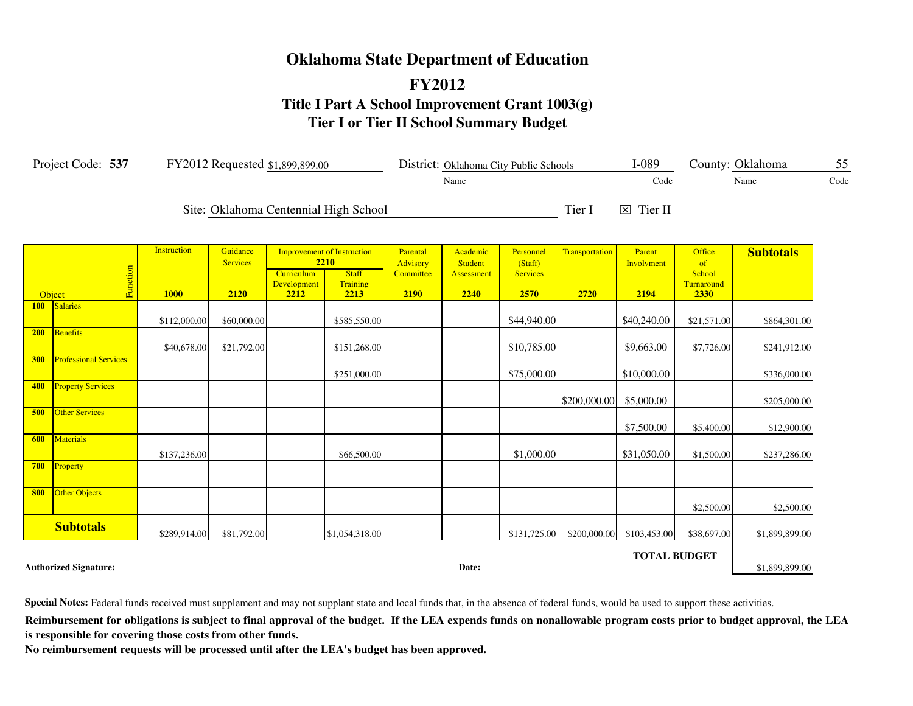# Oklahoma State Department of Education

## FY2012

### Title I Part A School Improvement Grant 1003(g)
### Tier I or Tier II School Summary Budget

Project Code: **537** FY2012 Requested $1,899,899.00 District: Oklahoma City Public Schools (Name) I-089 (Code) County: Oklahoma (Name) 55 (Code)

Site: Oklahoma Centennial High School ☐ Tier I ☒ Tier II

| Object / Function | Instruction 1000 | Guidance Services 2120 | Improvement of Instruction 2210: Curriculum Development 2212 | Improvement of Instruction 2210: Staff Training 2213 | Parental Advisory Committee 2190 | Academic Student Assessment 2240 | Personnel (Staff) Services 2570 | Transportation 2720 | Parent Involvment 2194 | Office of School Turnaround 2330 | Subtotals |
|---|---|---|---|---|---|---|---|---|---|---|---|
| 100 Salaries | $112,000.00 | $60,000.00 | | $585,550.00 | | | $44,940.00 | | $40,240.00 | $21,571.00 | $864,301.00 |
| 200 Benefits | $40,678.00 | $21,792.00 | | $151,268.00 | | | $10,785.00 | | $9,663.00 | $7,726.00 | $241,912.00 |
| 300 Professional Services | | | | $251,000.00 | | | $75,000.00 | | $10,000.00 | | $336,000.00 |
| 400 Property Services | | | | | | | | $200,000.00 | $5,000.00 | | $205,000.00 |
| 500 Other Services | | | | | | | | | $7,500.00 | $5,400.00 | $12,900.00 |
| 600 Materials | $137,236.00 | | | $66,500.00 | | | $1,000.00 | | $31,050.00 | $1,500.00 | $237,286.00 |
| 700 Property | | | | | | | | | | | |
| 800 Other Objects | | | | | | | | | | $2,500.00 | $2,500.00 |
| **Subtotals** | $289,914.00 | $81,792.00 | | $1,054,318.00 | | | $131,725.00 | $200,000.00 | $103,453.00 | $38,697.00 | $1,899,899.00 |

**TOTAL BUDGET** $1,899,899.00

**Authorized Signature:** ______________________ **Date:** ______________

**Special Notes:** Federal funds received must supplement and may not supplant state and local funds that, in the absence of federal funds, would be used to support these activities.

**Reimbursement for obligations is subject to final approval of the budget. If the LEA expends funds on nonallowable program costs prior to budget approval, the LEA is responsible for covering those costs from other funds.**

**No reimbursement requests will be processed until after the LEA's budget has been approved.**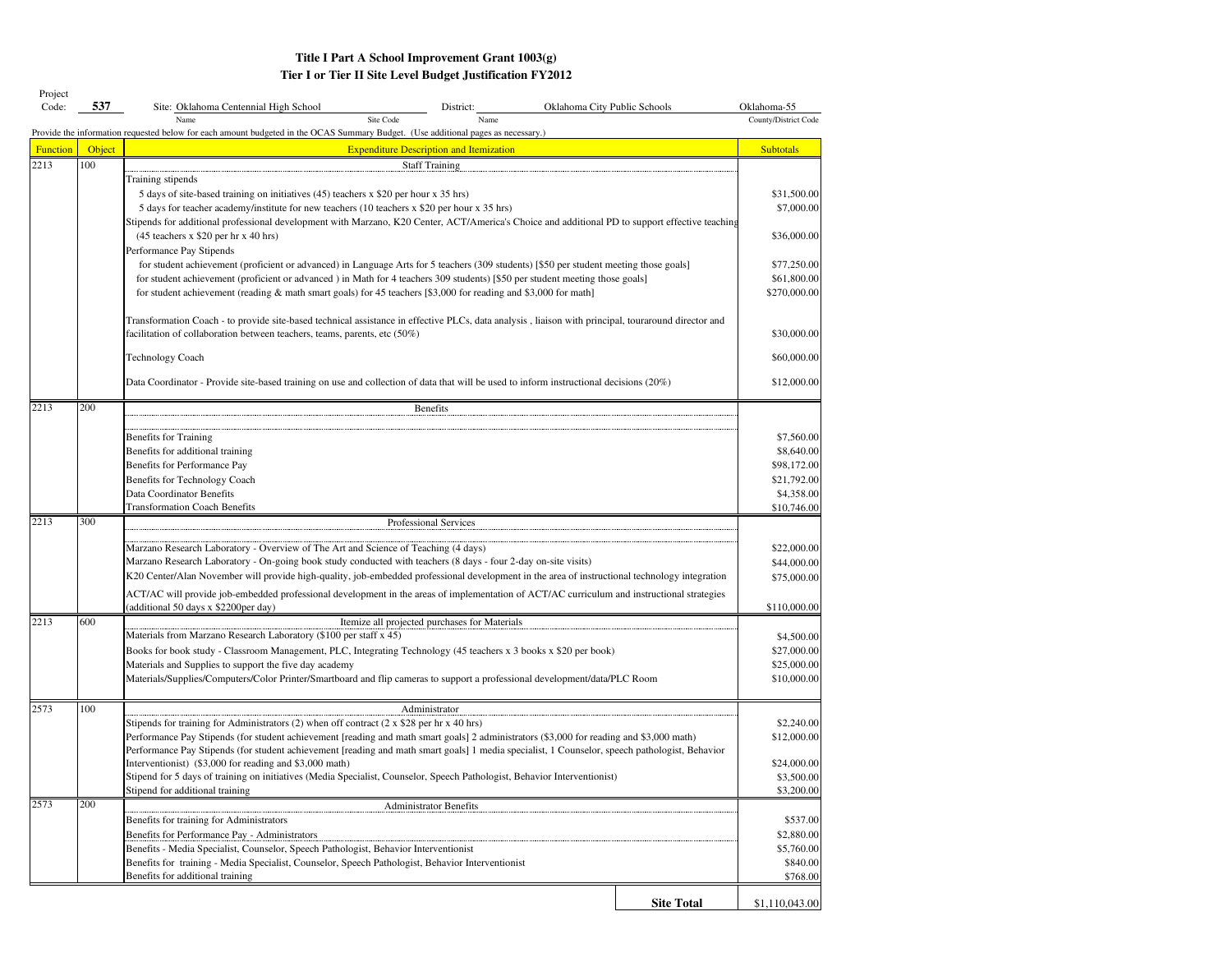# Title I Part A School Improvement Grant 1003(g)
## Tier I or Tier II Site Level Budget Justification FY2012

Project Code: **537** Site: Oklahoma Centennial High School (Name) Site Code District: Oklahoma City Public Schools (Name) Oklahoma-55 (County/District Code)

Provide the information requested below for each amount budgeted in the OCAS Summary Budget. (Use additional pages as necessary.)

| Function | Object | Expenditure Description and Itemization | Subtotals |
|---|---|---|---|
| 2213 | 100 | Staff Training | |
| | | Training stipends | |
| | | 5 days of site-based training on initiatives (45) teachers x $20 per hour x 35 hrs) | $31,500.00 |
| | | 5 days for teacher academy/institute for new teachers (10 teachers x $20 per hour x 35 hrs) | $7,000.00 |
| | | Stipends for additional professional development with Marzano, K20 Center, ACT/America's Choice and additional PD to support effective teaching (45 teachers x $20 per hr x 40 hrs) | $36,000.00 |
| | | Performance Pay Stipends | |
| | | for student achievement (proficient or advanced) in Language Arts for 5 teachers (309 students) [$50 per student meeting those goals] | $77,250.00 |
| | | for student achievement (proficient or advanced ) in Math for 4 teachers 309 students) [$50 per student meeting those goals] | $61,800.00 |
| | | for student achievement (reading & math smart goals) for 45 teachers [$3,000 for reading and $3,000 for math] | $270,000.00 |
| | | Transformation Coach - to provide site-based technical assistance in effective PLCs, data analysis , liaison with principal, touraround director and facilitation of collaboration between teachers, teams, parents, etc (50%) | $30,000.00 |
| | | Technology Coach | $60,000.00 |
| | | Data Coordinator - Provide site-based training on use and collection of data that will be used to inform instructional decisions (20%) | $12,000.00 |
| 2213 | 200 | Benefits | |
| | | Benefits for Training | $7,560.00 |
| | | Benefits for additional training | $8,640.00 |
| | | Benefits for Performance Pay | $98,172.00 |
| | | Benefits for Technology Coach | $21,792.00 |
| | | Data Coordinator Benefits | $4,358.00 |
| | | Transformation Coach Benefits | $10,746.00 |
| 2213 | 300 | Professional Services | |
| | | Marzano Research Laboratory - Overview of The Art and Science of Teaching (4 days) | $22,000.00 |
| | | Marzano Research Laboratory - On-going book study conducted with teachers (8 days - four 2-day on-site visits) | $44,000.00 |
| | | K20 Center/Alan November will provide high-quality, job-embedded professional development in the area of instructional technology integration | $75,000.00 |
| | | ACT/AC will provide job-embedded professional development in the areas of implementation of ACT/AC curriculum and instructional strategies (additional 50 days x $2200per day) | $110,000.00 |
| 2213 | 600 | Itemize all projected purchases for Materials | |
| | | Materials from Marzano Research Laboratory ($100 per staff x 45) | $4,500.00 |
| | | Books for book study - Classroom Management, PLC, Integrating Technology (45 teachers x 3 books x $20 per book) | $27,000.00 |
| | | Materials and Supplies to support the five day academy | $25,000.00 |
| | | Materials/Supplies/Computers/Color Printer/Smartboard and flip cameras to support a professional development/data/PLC Room | $10,000.00 |
| 2573 | 100 | Administrator | |
| | | Stipends for training for Administrators (2) when off contract (2 x $28 per hr x 40 hrs) | $2,240.00 |
| | | Performance Pay Stipends (for student achievement [reading and math smart goals] 2 administrators ($3,000 for reading and $3,000 math) | $12,000.00 |
| | | Performance Pay Stipends (for student achievement [reading and math smart goals] 1 media specialist, 1 Counselor, speech pathologist, Behavior Interventionist) ($3,000 for reading and $3,000 math) | $24,000.00 |
| | | Stipend for 5 days of training on initiatives (Media Specialist, Counselor, Speech Pathologist, Behavior Interventionist) | $3,500.00 |
| | | Stipend for additional training | $3,200.00 |
| 2573 | 200 | Administrator Benefits | |
| | | Benefits for training for Administrators | $537.00 |
| | | Benefits for Performance Pay - Administrators | $2,880.00 |
| | | Benefits - Media Specialist, Counselor, Speech Pathologist, Behavior Interventionist | $5,760.00 |
| | | Benefits for training - Media Specialist, Counselor, Speech Pathologist, Behavior Interventionist | $840.00 |
| | | Benefits for additional training | $768.00 |
| | | **Site Total** | $1,110,043.00 |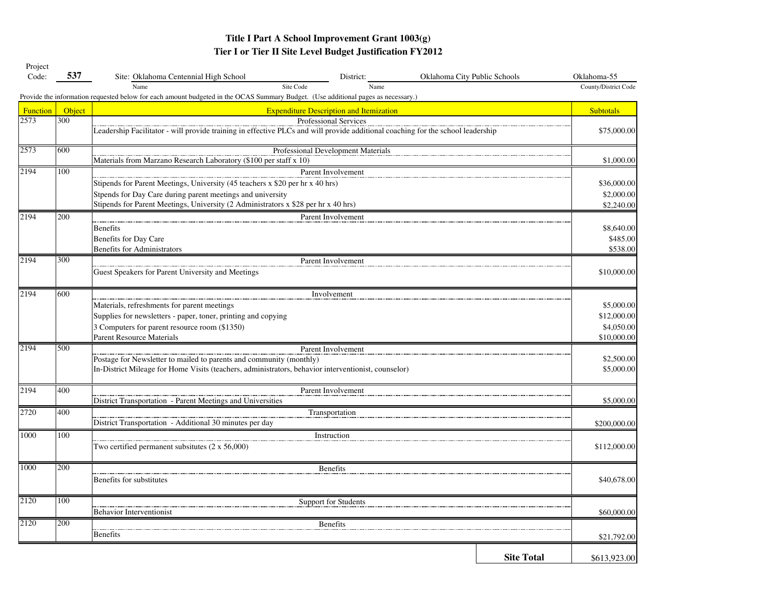# Title I Part A School Improvement Grant 1003(g)

## Tier I or Tier II Site Level Budget Justification FY2012

Project Code: **537** Site: Oklahoma Centennial High School (Name) Site Code District: Oklahoma City Public Schools (Name) Oklahoma-55 (County/District Code)

Provide the information requested below for each amount budgeted in the OCAS Summary Budget. (Use additional pages as necessary.)

| Function | Object | Expenditure Description and Itemization | Subtotals |
|---|---|---|---|
| 2573 | 300 | Professional Services | |
| | | Leadership Facilitator - will provide training in effective PLCs and will provide additional coaching for the school leadership | $75,000.00 |
| 2573 | 600 | Professional Development Materials | |
| | | Materials from Marzano Research Laboratory ($100 per staff x 10) | $1,000.00 |
| 2194 | 100 | Parent Involvement | |
| | | Stipends for Parent Meetings, University (45 teachers x $20 per hr x 40 hrs) | $36,000.00 |
| | | Stpends for Day Care during parent meetings and university | $2,000.00 |
| | | Stipends for Parent Meetings, University (2 Administrators x $28 per hr x 40 hrs) | $2,240.00 |
| 2194 | 200 | Parent Involvement | |
| | | Benefits | $8,640.00 |
| | | Benefits for Day Care | $485.00 |
| | | Benefits for Administrators | $538.00 |
| 2194 | 300 | Parent Involvement | |
| | | Guest Speakers for Parent University and Meetings | $10,000.00 |
| 2194 | 600 | Involvement | |
| | | Materials, refreshments for parent meetings | $5,000.00 |
| | | Supplies for newsletters - paper, toner, printing and copying | $12,000.00 |
| | | 3 Computers for parent resource room ($1350) | $4,050.00 |
| | | Parent Resource Materials | $10,000.00 |
| 2194 | 500 | Parent Involvement | |
| | | Postage for Newsletter to mailed to parents and community (monthly) | $2,500.00 |
| | | In-District Mileage for Home Visits (teachers, administrators, behavior interventionist, counselor) | $5,000.00 |
| 2194 | 400 | Parent Involvement | |
| | | District Transportation - Parent Meetings and Universities | $5,000.00 |
| 2720 | 400 | Transportation | |
| | | District Transportation - Additional 30 minutes per day | $200,000.00 |
| 1000 | 100 | Instruction | |
| | | Two certified permanent subsitutes (2 x 56,000) | $112,000.00 |
| 1000 | 200 | Benefits | |
| | | Benefits for substitutes | $40,678.00 |
| 2120 | 100 | Support for Students | |
| | | Behavior Interventionist | $60,000.00 |
| 2120 | 200 | Benefits | |
| | | Benefits | $21,792.00 |
| | | **Site Total** | $613,923.00 |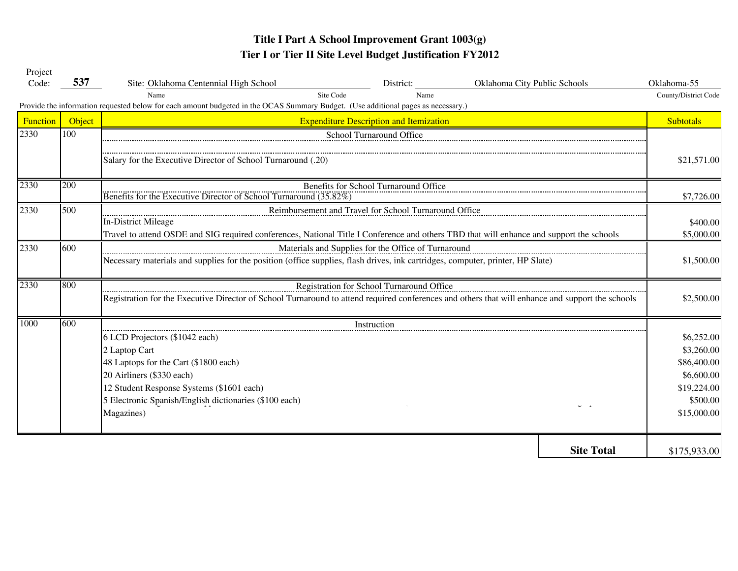# Title I Part A School Improvement Grant 1003(g)
## Tier I or Tier II Site Level Budget Justification FY2012

Project Code: **537** Site: Oklahoma Centennial High School (Name / Site Code) District: Oklahoma City Public Schools (Name) Oklahoma-55 (County/District Code)

Provide the information requested below for each amount budgeted in the OCAS Summary Budget. (Use additional pages as necessary.)

| Function | Object | Expenditure Description and Itemization | Subtotals |
|---|---|---|---|
| 2330 | 100 | School Turnaround Office | |
| | | Salary for the Executive Director of School Turnaround (.20) | $21,571.00 |
| 2330 | 200 | Benefits for School Turnaround Office | |
| | | Benefits for the Executive Director of School Turnaround (35.82%) | $7,726.00 |
| 2330 | 500 | Reimbursement and Travel for School Turnaround Office | |
| | | In-District Mileage | $400.00 |
| | | Travel to attend OSDE and SIG required conferences, National Title I Conference and others TBD that will enhance and support the schools | $5,000.00 |
| 2330 | 600 | Materials and Supplies for the Office of Turnaround | |
| | | Necessary materials and supplies for the position (office supplies, flash drives, ink cartridges, computer, printer, HP Slate) | $1,500.00 |
| 2330 | 800 | Registration for School Turnaround Office | |
| | | Registration for the Executive Director of School Turnaround to attend required conferences and others that will enhance and support the schools | $2,500.00 |
| 1000 | 600 | Instruction | |
| | | 6 LCD Projectors ($1042 each) | $6,252.00 |
| | | 2 Laptop Cart | $3,260.00 |
| | | 48 Laptops for the Cart ($1800 each) | $86,400.00 |
| | | 20 Airliners ($330 each) | $6,600.00 |
| | | 12 Student Response Systems ($1601 each) | $19,224.00 |
| | | 5 Electronic Spanish/English dictionaries ($100 each) | $500.00 |
| | | Magazines) | $15,000.00 |
| | | **Site Total** | $175,933.00 |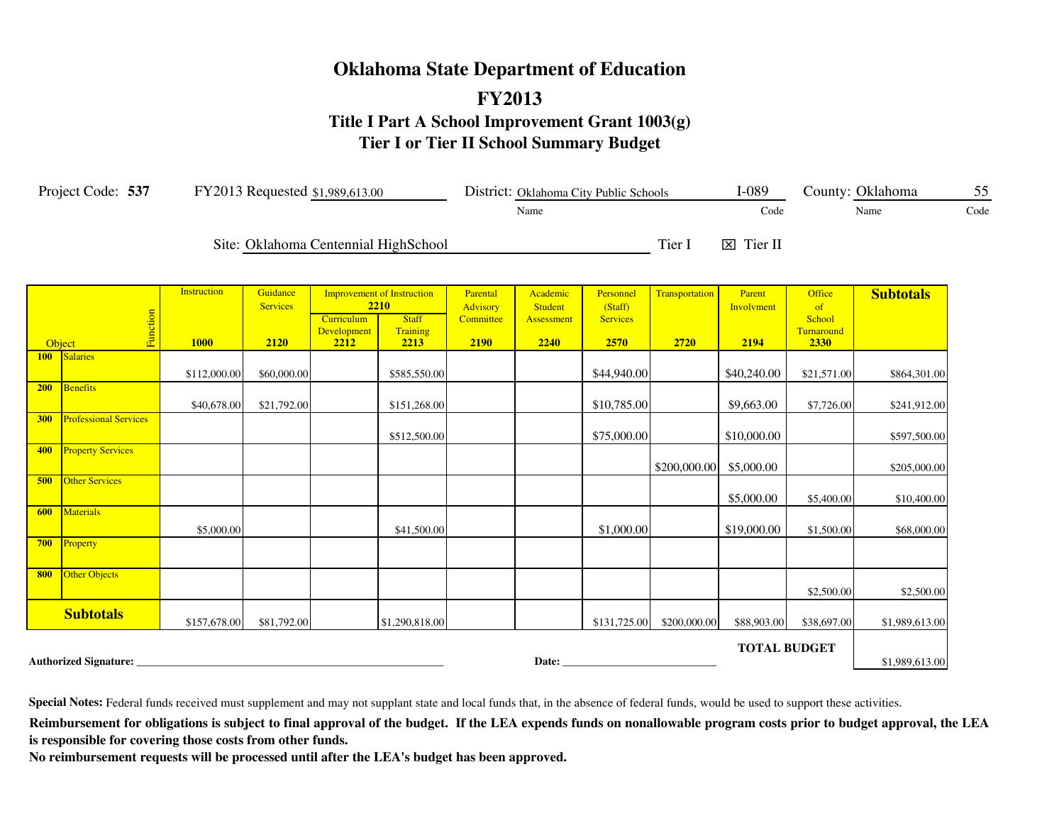# Oklahoma State Department of Education

## FY2013

### Title I Part A School Improvement Grant 1003(g)
### Tier I or Tier II School Summary Budget

Project Code: **537** FY2013 Requested $1,989,613.00 District: Oklahoma City Public Schools (Name) I-089 (Code) County: Oklahoma (Name) 55 (Code)

Site: Oklahoma Centennial HighSchool Tier I ☒ Tier II

| Object \ Function | Instruction 1000 | Guidance Services 2120 | Improvement of Instruction 2210 — Curriculum Development 2212 | Improvement of Instruction 2210 — Staff Training 2213 | Parental Advisory Committee 2190 | Academic Student Assessment 2240 | Personnel (Staff) Services 2570 | Transportation 2720 | Parent Involvment 2194 | Office of School Turnaround 2330 | Subtotals |
|---|---|---|---|---|---|---|---|---|---|---|---|
| 100 Salaries | $112,000.00 | $60,000.00 | | $585,550.00 | | | $44,940.00 | | $40,240.00 | $21,571.00 | $864,301.00 |
| 200 Benefits | $40,678.00 | $21,792.00 | | $151,268.00 | | | $10,785.00 | | $9,663.00 | $7,726.00 | $241,912.00 |
| 300 Professional Services | | | | $512,500.00 | | | $75,000.00 | | $10,000.00 | | $597,500.00 |
| 400 Property Services | | | | | | | | $200,000.00 | $5,000.00 | | $205,000.00 |
| 500 Other Services | | | | | | | | | $5,000.00 | $5,400.00 | $10,400.00 |
| 600 Materials | $5,000.00 | | | $41,500.00 | | | $1,000.00 | | $19,000.00 | $1,500.00 | $68,000.00 |
| 700 Property | | | | | | | | | | | |
| 800 Other Objects | | | | | | | | | | $2,500.00 | $2,500.00 |
| **Subtotals** | $157,678.00 | $81,792.00 | | $1,290,818.00 | | | $131,725.00 | $200,000.00 | $88,903.00 | $38,697.00 | $1,989,613.00 |

**TOTAL BUDGET** $1,989,613.00

**Authorized Signature:** ______________________________ **Date:** ______________________

**Special Notes:** Federal funds received must supplement and may not supplant state and local funds that, in the absence of federal funds, would be used to support these activities.

**Reimbursement for obligations is subject to final approval of the budget. If the LEA expends funds on nonallowable program costs prior to budget approval, the LEA is responsible for covering those costs from other funds.**

**No reimbursement requests will be processed until after the LEA's budget has been approved.**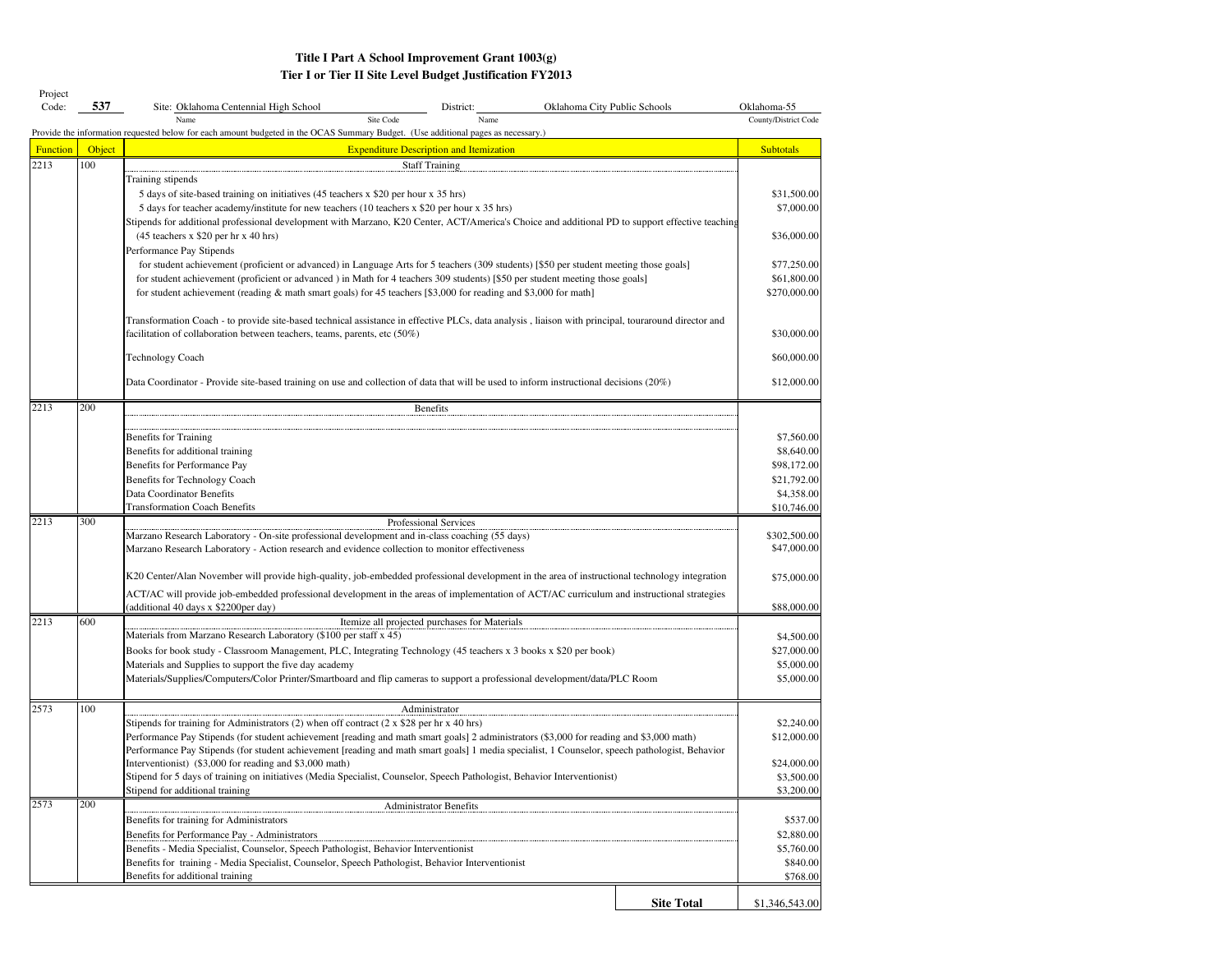**Title I Part A School Improvement Grant 1003(g)**
**Tier I or Tier II Site Level Budget Justification FY2013**

Project Code: **537** Site: Oklahoma Centennial High School (Name) (Site Code) District: Oklahoma City Public Schools (Name) Oklahoma-55 (County/District Code)

Provide the information requested below for each amount budgeted in the OCAS Summary Budget. (Use additional pages as necessary.)

| Function | Object | Expenditure Description and Itemization | Subtotals |
|---|---|---|---|
| 2213 | 100 | Staff Training | |
| | | Training stipends | |
| | | 5 days of site-based training on initiatives (45 teachers x $20 per hour x 35 hrs) | $31,500.00 |
| | | 5 days for teacher academy/institute for new teachers (10 teachers x $20 per hour x 35 hrs) | $7,000.00 |
| | | Stipends for additional professional development with Marzano, K20 Center, ACT/America's Choice and additional PD to support effective teaching (45 teachers x $20 per hr x 40 hrs) | $36,000.00 |
| | | Performance Pay Stipends | |
| | | for student achievement (proficient or advanced) in Language Arts for 5 teachers (309 students) [$50 per student meeting those goals] | $77,250.00 |
| | | for student achievement (proficient or advanced ) in Math for 4 teachers 309 students) [$50 per student meeting those goals] | $61,800.00 |
| | | for student achievement (reading & math smart goals) for 45 teachers [$3,000 for reading and $3,000 for math] | $270,000.00 |
| | | Transformation Coach - to provide site-based technical assistance in effective PLCs, data analysis , liaison with principal, touraround director and facilitation of collaboration between teachers, teams, parents, etc (50%) | $30,000.00 |
| | | Technology Coach | $60,000.00 |
| | | Data Coordinator - Provide site-based training on use and collection of data that will be used to inform instructional decisions (20%) | $12,000.00 |
| 2213 | 200 | Benefits | |
| | | Benefits for Training | $7,560.00 |
| | | Benefits for additional training | $8,640.00 |
| | | Benefits for Performance Pay | $98,172.00 |
| | | Benefits for Technology Coach | $21,792.00 |
| | | Data Coordinator Benefits | $4,358.00 |
| | | Transformation Coach Benefits | $10,746.00 |
| 2213 | 300 | Professional Services | |
| | | Marzano Research Laboratory - On-site professional development and in-class coaching (55 days) | $302,500.00 |
| | | Marzano Research Laboratory - Action research and evidence collection to monitor effectiveness | $47,000.00 |
| | | K20 Center/Alan November will provide high-quality, job-embedded professional development in the area of instructional technology integration | $75,000.00 |
| | | ACT/AC will provide job-embedded professional development in the areas of implementation of ACT/AC curriculum and instructional strategies (additional 40 days x $2200per day) | $88,000.00 |
| 2213 | 600 | Itemize all projected purchases for Materials | |
| | | Materials from Marzano Research Laboratory ($100 per staff x 45) | $4,500.00 |
| | | Books for book study - Classroom Management, PLC, Integrating Technology (45 teachers x 3 books x $20 per book) | $27,000.00 |
| | | Materials and Supplies to support the five day academy | $5,000.00 |
| | | Materials/Supplies/Computers/Color Printer/Smartboard and flip cameras to support a professional development/data/PLC Room | $5,000.00 |
| 2573 | 100 | Administrator | |
| | | Stipends for training for Administrators (2) when off contract (2 x $28 per hr x 40 hrs) | $2,240.00 |
| | | Performance Pay Stipends (for student achievement [reading and math smart goals] 2 administrators ($3,000 for reading and $3,000 math) | $12,000.00 |
| | | Performance Pay Stipends (for student achievement [reading and math smart goals] 1 media specialist, 1 Counselor, speech pathologist, Behavior Interventionist) ($3,000 for reading and $3,000 math) | $24,000.00 |
| | | Stipend for 5 days of training on initiatives (Media Specialist, Counselor, Speech Pathologist, Behavior Interventionist) | $3,500.00 |
| | | Stipend for additional training | $3,200.00 |
| 2573 | 200 | Administrator Benefits | |
| | | Benefits for training for Administrators | $537.00 |
| | | Benefits for Performance Pay - Administrators | $2,880.00 |
| | | Benefits - Media Specialist, Counselor, Speech Pathologist, Behavior Interventionist | $5,760.00 |
| | | Benefits for training - Media Specialist, Counselor, Speech Pathologist, Behavior Interventionist | $840.00 |
| | | Benefits for additional training | $768.00 |
| | | **Site Total** | $1,346,543.00 |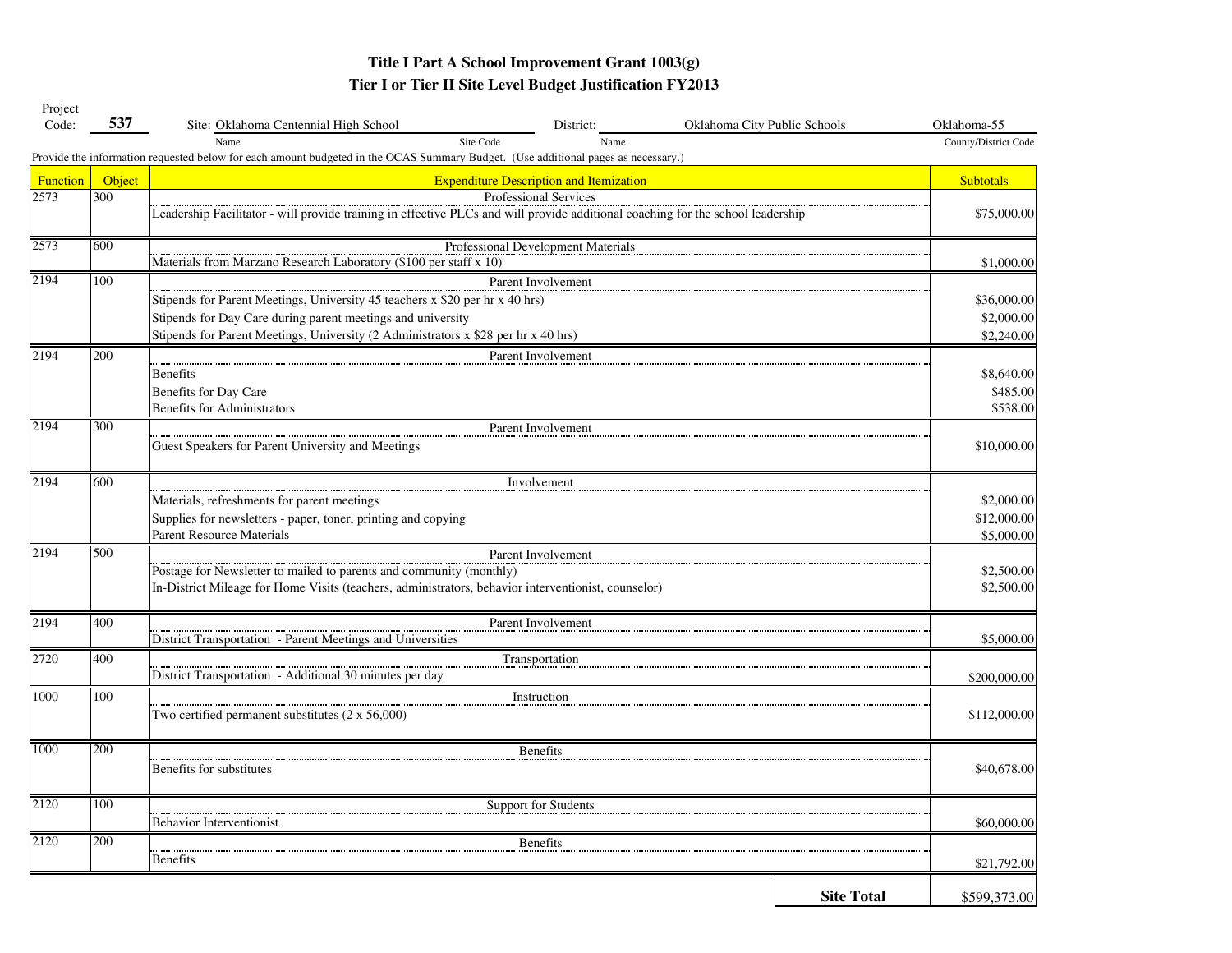# Title I Part A School Improvement Grant 1003(g)

## Tier I or Tier II Site Level Budget Justification FY2013

Project Code: **537** Site: Oklahoma Centennial High School (Name) Site Code District: Oklahoma City Public Schools (Name) Oklahoma-55 (County/District Code)

Provide the information requested below for each amount budgeted in the OCAS Summary Budget. (Use additional pages as necessary.)

| Function | Object | Expenditure Description and Itemization | Subtotals |
|---|---|---|---|
| 2573 | 300 | Professional Services | |
| | | Leadership Facilitator - will provide training in effective PLCs and will provide additional coaching for the school leadership | $75,000.00 |
| 2573 | 600 | Professional Development Materials | |
| | | Materials from Marzano Research Laboratory ($100 per staff x 10) | $1,000.00 |
| 2194 | 100 | Parent Involvement | |
| | | Stipends for Parent Meetings, University 45 teachers x $20 per hr x 40 hrs) | $36,000.00 |
| | | Stipends for Day Care during parent meetings and university | $2,000.00 |
| | | Stipends for Parent Meetings, University (2 Administrators x $28 per hr x 40 hrs) | $2,240.00 |
| 2194 | 200 | Parent Involvement | |
| | | Benefits | $8,640.00 |
| | | Benefits for Day Care | $485.00 |
| | | Benefits for Administrators | $538.00 |
| 2194 | 300 | Parent Involvement | |
| | | Guest Speakers for Parent University and Meetings | $10,000.00 |
| 2194 | 600 | Involvement | |
| | | Materials, refreshments for parent meetings | $2,000.00 |
| | | Supplies for newsletters - paper, toner, printing and copying | $12,000.00 |
| | | Parent Resource Materials | $5,000.00 |
| 2194 | 500 | Parent Involvement | |
| | | Postage for Newsletter to mailed to parents and community (monthly) | $2,500.00 |
| | | In-District Mileage for Home Visits (teachers, administrators, behavior interventionist, counselor) | $2,500.00 |
| 2194 | 400 | Parent Involvement | |
| | | District Transportation - Parent Meetings and Universities | $5,000.00 |
| 2720 | 400 | Transportation | |
| | | District Transportation - Additional 30 minutes per day | $200,000.00 |
| 1000 | 100 | Instruction | |
| | | Two certified permanent substitutes (2 x 56,000) | $112,000.00 |
| 1000 | 200 | Benefits | |
| | | Benefits for substitutes | $40,678.00 |
| 2120 | 100 | Support for Students | |
| | | Behavior Interventionist | $60,000.00 |
| 2120 | 200 | Benefits | |
| | | Benefits | $21,792.00 |
| | | **Site Total** | $599,373.00 |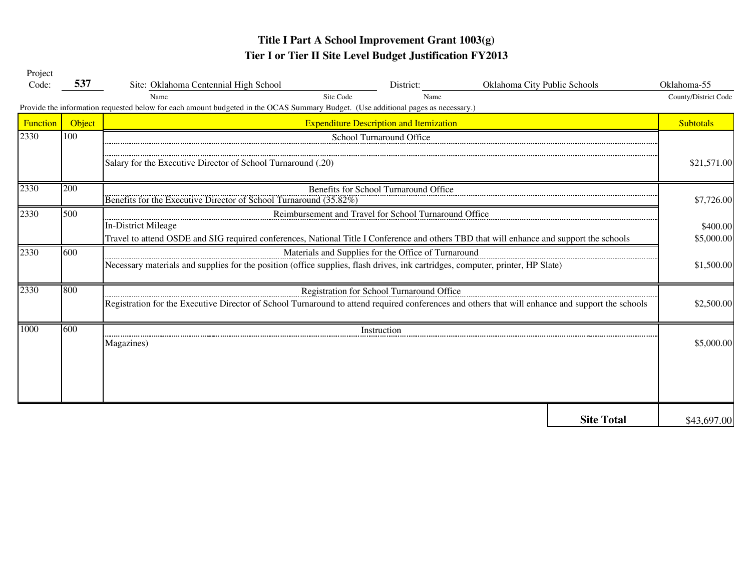# Title I Part A School Improvement Grant 1003(g)

## Tier I or Tier II Site Level Budget Justification FY2013

Project Code: **537** Site: Oklahoma Centennial High School (Name) ______ (Site Code) District: Oklahoma City Public Schools (Name) Oklahoma-55 (County/District Code)

Provide the information requested below for each amount budgeted in the OCAS Summary Budget. (Use additional pages as necessary.)

| Function | Object | Expenditure Description and Itemization | Subtotals |
|---|---|---|---|
| 2330 | 100 | School Turnaround Office | |
| | | Salary for the Executive Director of School Turnaround (.20) | $21,571.00 |
| 2330 | 200 | Benefits for School Turnaround Office | |
| | | Benefits for the Executive Director of School Turnaround (35.82%) | $7,726.00 |
| 2330 | 500 | Reimbursement and Travel for School Turnaround Office | |
| | | In-District Mileage | $400.00 |
| | | Travel to attend OSDE and SIG required conferences, National Title I Conference and others TBD that will enhance and support the schools | $5,000.00 |
| 2330 | 600 | Materials and Supplies for the Office of Turnaround | |
| | | Necessary materials and supplies for the position (office supplies, flash drives, ink cartridges, computer, printer, HP Slate) | $1,500.00 |
| 2330 | 800 | Registration for School Turnaround Office | |
| | | Registration for the Executive Director of School Turnaround to attend required conferences and others that will enhance and support the schools | $2,500.00 |
| 1000 | 600 | Instruction | |
| | | Magazines) | $5,000.00 |
| | | **Site Total** | $43,697.00 |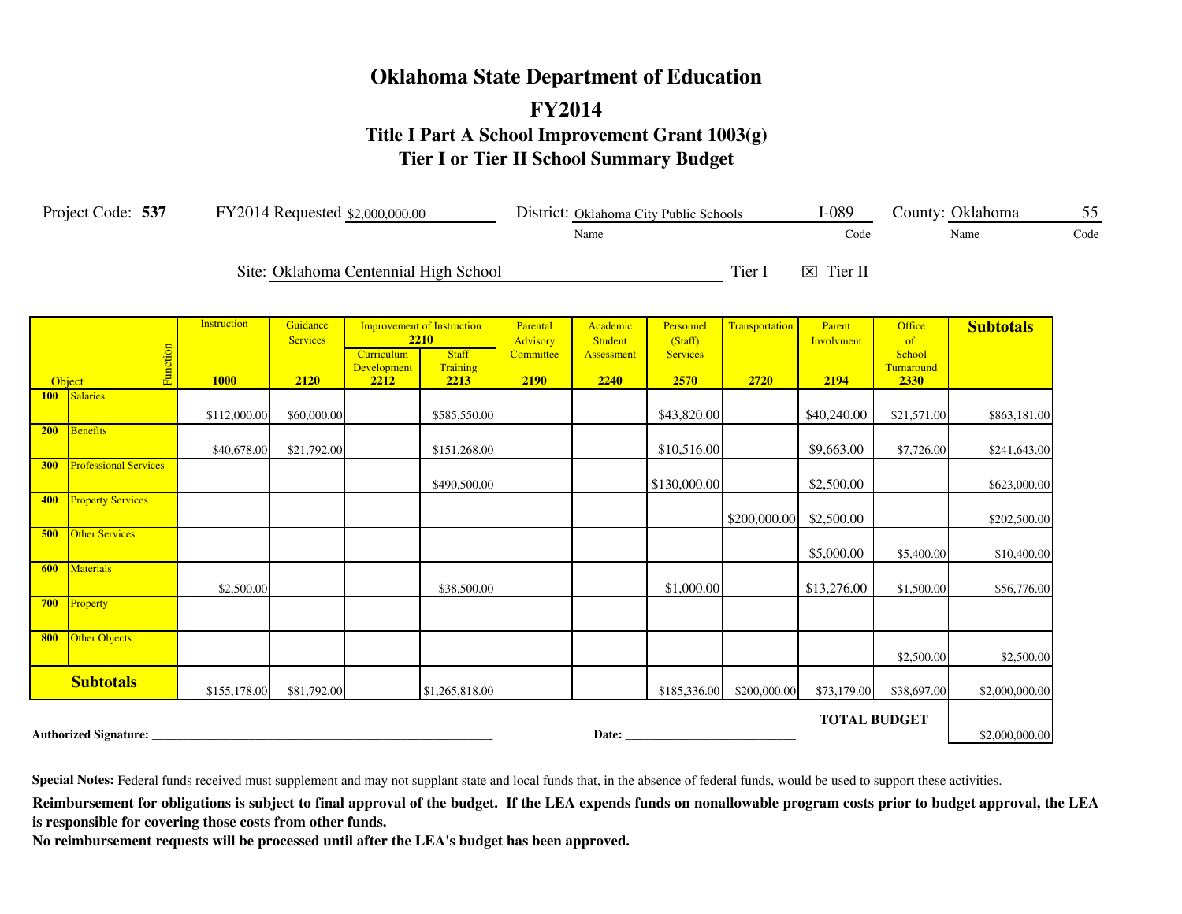# Oklahoma State Department of Education

## FY2014

### Title I Part A School Improvement Grant 1003(g)
### Tier I or Tier II School Summary Budget

Project Code: **537** FY2014 Requested $2,000,000.00 District: Oklahoma City Public Schools (Name) I-089 (Code) County: Oklahoma (Name) 55 (Code)

Site: Oklahoma Centennial High School Tier I ☒ Tier II

| Object / Function | Instruction 1000 | Guidance Services 2120 | Improvement of Instruction 2210: Curriculum Development 2212 | Improvement of Instruction 2210: Staff Training 2213 | Parental Advisory Committee 2190 | Academic Student Assessment 2240 | Personnel (Staff) Services 2570 | Transportation 2720 | Parent Involvment 2194 | Office of School Turnaround 2330 | **Subtotals** |
|---|---|---|---|---|---|---|---|---|---|---|---|
| **100** Salaries | $112,000.00 | $60,000.00 | | $585,550.00 | | | $43,820.00 | | $40,240.00 | $21,571.00 | $863,181.00 |
| **200** Benefits | $40,678.00 | $21,792.00 | | $151,268.00 | | | $10,516.00 | | $9,663.00 | $7,726.00 | $241,643.00 |
| **300** Professional Services | | | | $490,500.00 | | | $130,000.00 | | $2,500.00 | | $623,000.00 |
| **400** Property Services | | | | | | | | $200,000.00 | $2,500.00 | | $202,500.00 |
| **500** Other Services | | | | | | | | | $5,000.00 | $5,400.00 | $10,400.00 |
| **600** Materials | $2,500.00 | | | $38,500.00 | | | $1,000.00 | | $13,276.00 | $1,500.00 | $56,776.00 |
| **700** Property | | | | | | | | | | | |
| **800** Other Objects | | | | | | | | | | $2,500.00 | $2,500.00 |
| **Subtotals** | $155,178.00 | $81,792.00 | | $1,265,818.00 | | | $185,336.00 | $200,000.00 | $73,179.00 | $38,697.00 | $2,000,000.00 |
| | | | | | | | | | | **TOTAL BUDGET** | $2,000,000.00 |

**Authorized Signature:** ____________________ **Date:** ____________________

**Special Notes:** Federal funds received must supplement and may not supplant state and local funds that, in the absence of federal funds, would be used to support these activities.

**Reimbursement for obligations is subject to final approval of the budget. If the LEA expends funds on nonallowable program costs prior to budget approval, the LEA is responsible for covering those costs from other funds.**

**No reimbursement requests will be processed until after the LEA's budget has been approved.**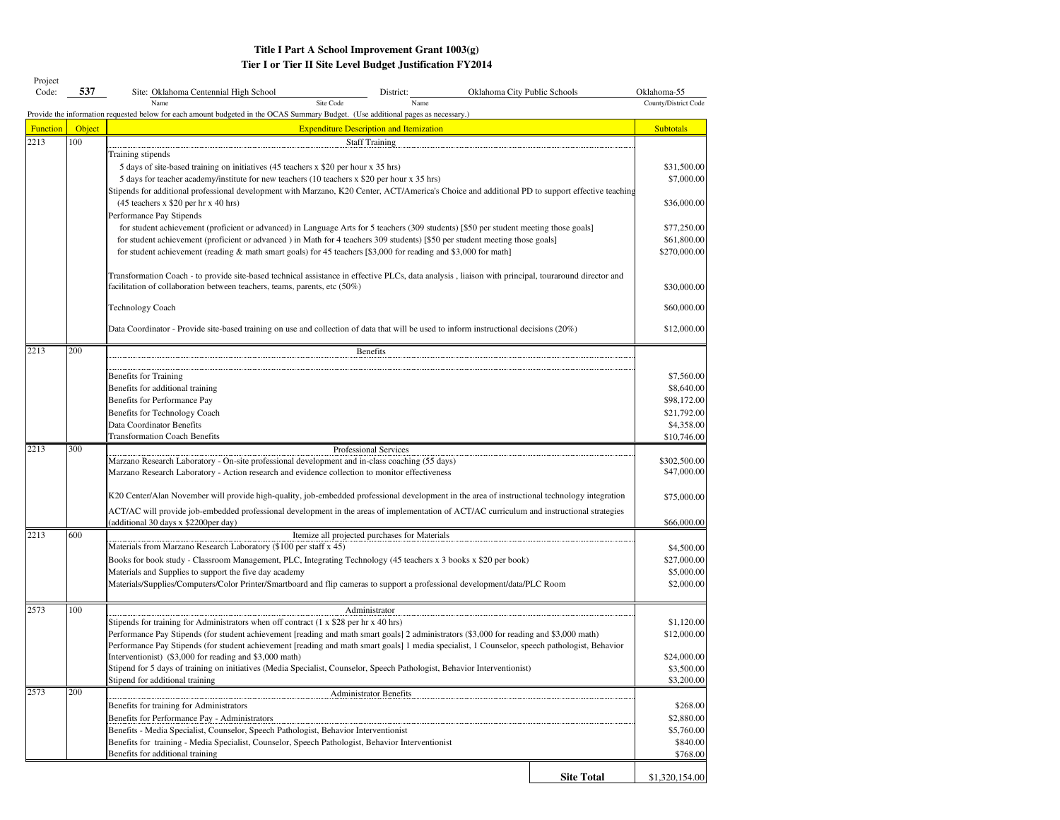# Title I Part A School Improvement Grant 1003(g)

## Tier I or Tier II Site Level Budget Justification FY2014

Project Code: **537** Site: Oklahoma Centennial High School (Name) (Site Code) District: Oklahoma City Public Schools (Name) Oklahoma-55 (County/District Code)

Provide the information requested below for each amount budgeted in the OCAS Summary Budget. (Use additional pages as necessary.)

| Function | Object | Expenditure Description and Itemization | Subtotals |
|---|---|---|---|
| 2213 | 100 | Staff Training | |
| | | Training stipends | |
| | | 5 days of site-based training on initiatives (45 teachers x $20 per hour x 35 hrs) | $31,500.00 |
| | | 5 days for teacher academy/institute for new teachers (10 teachers x $20 per hour x 35 hrs) | $7,000.00 |
| | | Stipends for additional professional development with Marzano, K20 Center, ACT/America's Choice and additional PD to support effective teaching (45 teachers x $20 per hr x 40 hrs) | $36,000.00 |
| | | Performance Pay Stipends | |
| | | for student achievement (proficient or advanced) in Language Arts for 5 teachers (309 students) [$50 per student meeting those goals] | $77,250.00 |
| | | for student achievement (proficient or advanced ) in Math for 4 teachers 309 students) [$50 per student meeting those goals] | $61,800.00 |
| | | for student achievement (reading & math smart goals) for 45 teachers [$3,000 for reading and $3,000 for math] | $270,000.00 |
| | | Transformation Coach - to provide site-based technical assistance in effective PLCs, data analysis , liaison with principal, touraround director and facilitation of collaboration between teachers, teams, parents, etc (50%) | $30,000.00 |
| | | Technology Coach | $60,000.00 |
| | | Data Coordinator - Provide site-based training on use and collection of data that will be used to inform instructional decisions (20%) | $12,000.00 |
| 2213 | 200 | Benefits | |
| | | Benefits for Training | $7,560.00 |
| | | Benefits for additional training | $8,640.00 |
| | | Benefits for Performance Pay | $98,172.00 |
| | | Benefits for Technology Coach | $21,792.00 |
| | | Data Coordinator Benefits | $4,358.00 |
| | | Transformation Coach Benefits | $10,746.00 |
| 2213 | 300 | Professional Services | |
| | | Marzano Research Laboratory - On-site professional development and in-class coaching (55 days) | $302,500.00 |
| | | Marzano Research Laboratory - Action research and evidence collection to monitor effectiveness | $47,000.00 |
| | | K20 Center/Alan November will provide high-quality, job-embedded professional development in the area of instructional technology integration | $75,000.00 |
| | | ACT/AC will provide job-embedded professional development in the areas of implementation of ACT/AC curriculum and instructional strategies (additional 30 days x $2200per day) | $66,000.00 |
| 2213 | 600 | Itemize all projected purchases for Materials | |
| | | Materials from Marzano Research Laboratory ($100 per staff x 45) | $4,500.00 |
| | | Books for book study - Classroom Management, PLC, Integrating Technology (45 teachers x 3 books x $20 per book) | $27,000.00 |
| | | Materials and Supplies to support the five day academy | $5,000.00 |
| | | Materials/Supplies/Computers/Color Printer/Smartboard and flip cameras to support a professional development/data/PLC Room | $2,000.00 |
| 2573 | 100 | Administrator | |
| | | Stipends for training for Administrators when off contract (1 x $28 per hr x 40 hrs) | $1,120.00 |
| | | Performance Pay Stipends (for student achievement [reading and math smart goals] 2 administrators ($3,000 for reading and $3,000 math) | $12,000.00 |
| | | Performance Pay Stipends (for student achievement [reading and math smart goals] 1 media specialist, 1 Counselor, speech pathologist, Behavior Interventionist) ($3,000 for reading and $3,000 math) | $24,000.00 |
| | | Stipend for 5 days of training on initiatives (Media Specialist, Counselor, Speech Pathologist, Behavior Interventionist) | $3,500.00 |
| | | Stipend for additional training | $3,200.00 |
| 2573 | 200 | Administrator Benefits | |
| | | Benefits for training for Administrators | $268.00 |
| | | Benefits for Performance Pay - Administrators | $2,880.00 |
| | | Benefits - Media Specialist, Counselor, Speech Pathologist, Behavior Interventionist | $5,760.00 |
| | | Benefits for training - Media Specialist, Counselor, Speech Pathologist, Behavior Interventionist | $840.00 |
| | | Benefits for additional training | $768.00 |
| | | **Site Total** | $1,320,154.00 |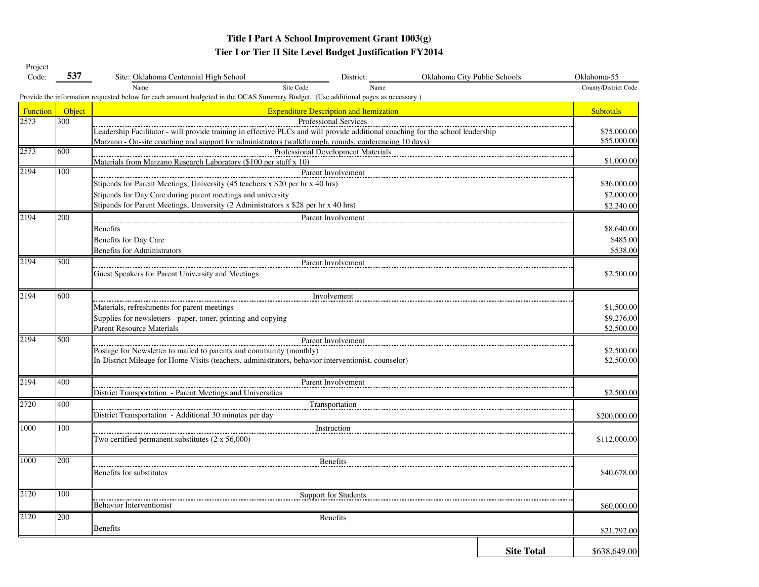# Title I Part A School Improvement Grant 1003(g)

## Tier I or Tier II Site Level Budget Justification FY2014

Project Code: **537** Site: Oklahoma Centennial High School (Name) Site Code District: Oklahoma City Public Schools (Name) Oklahoma-55 (County/District Code)

Provide the information requested below for each amount budgeted in the OCAS Summary Budget. (Use additional pages as necessary.)

| Function | Object | Expenditure Description and Itemization | Subtotals |
|---|---|---|---|
| 2573 | 300 | Professional Services | |
| | | Leadership Facilitator - will provide training in effective PLCs and will provide additional coaching for the school leadership | $75,000.00 |
| | | Marzano - On-site coaching and support for administrators (walkthrough, rounds, conferencing 10 days) | $55,000.00 |
| 2573 | 600 | Professional Development Materials | |
| | | Materials from Marzano Research Laboratory ($100 per staff x 10) | $1,000.00 |
| 2194 | 100 | Parent Involvement | |
| | | Stipends for Parent Meetings, University (45 teachers x $20 per hr x 40 hrs) | $36,000.00 |
| | | Stipends for Day Care during parent meetings and university | $2,000.00 |
| | | Stipends for Parent Meetings, University (2 Administrators x $28 per hr x 40 hrs) | $2,240.00 |
| 2194 | 200 | Parent Involvement | |
| | | Benefits | $8,640.00 |
| | | Benefits for Day Care | $485.00 |
| | | Benefits for Administrators | $538.00 |
| 2194 | 300 | Parent Involvement | |
| | | Guest Speakers for Parent University and Meetings | $2,500.00 |
| 2194 | 600 | Involvement | |
| | | Materials, refreshments for parent meetings | $1,500.00 |
| | | Supplies for newsletters - paper, toner, printing and copying | $9,276.00 |
| | | Parent Resource Materials | $2,500.00 |
| 2194 | 500 | Parent Involvement | |
| | | Postage for Newsletter to mailed to parents and community (monthly) | $2,500.00 |
| | | In-District Mileage for Home Visits (teachers, administrators, behavior interventionist, counselor) | $2,500.00 |
| 2194 | 400 | Parent Involvement | |
| | | District Transportation - Parent Meetings and Universities | $2,500.00 |
| 2720 | 400 | Transportation | |
| | | District Transportation - Additional 30 minutes per day | $200,000.00 |
| 1000 | 100 | Instruction | |
| | | Two certified permanent substitutes (2 x 56,000) | $112,000.00 |
| 1000 | 200 | Benefits | |
| | | Benefits for substitutes | $40,678.00 |
| 2120 | 100 | Support for Students | |
| | | Behavior Interventionist | $60,000.00 |
| 2120 | 200 | Benefits | |
| | | Benefits | $21,792.00 |
| | | **Site Total** | $638,649.00 |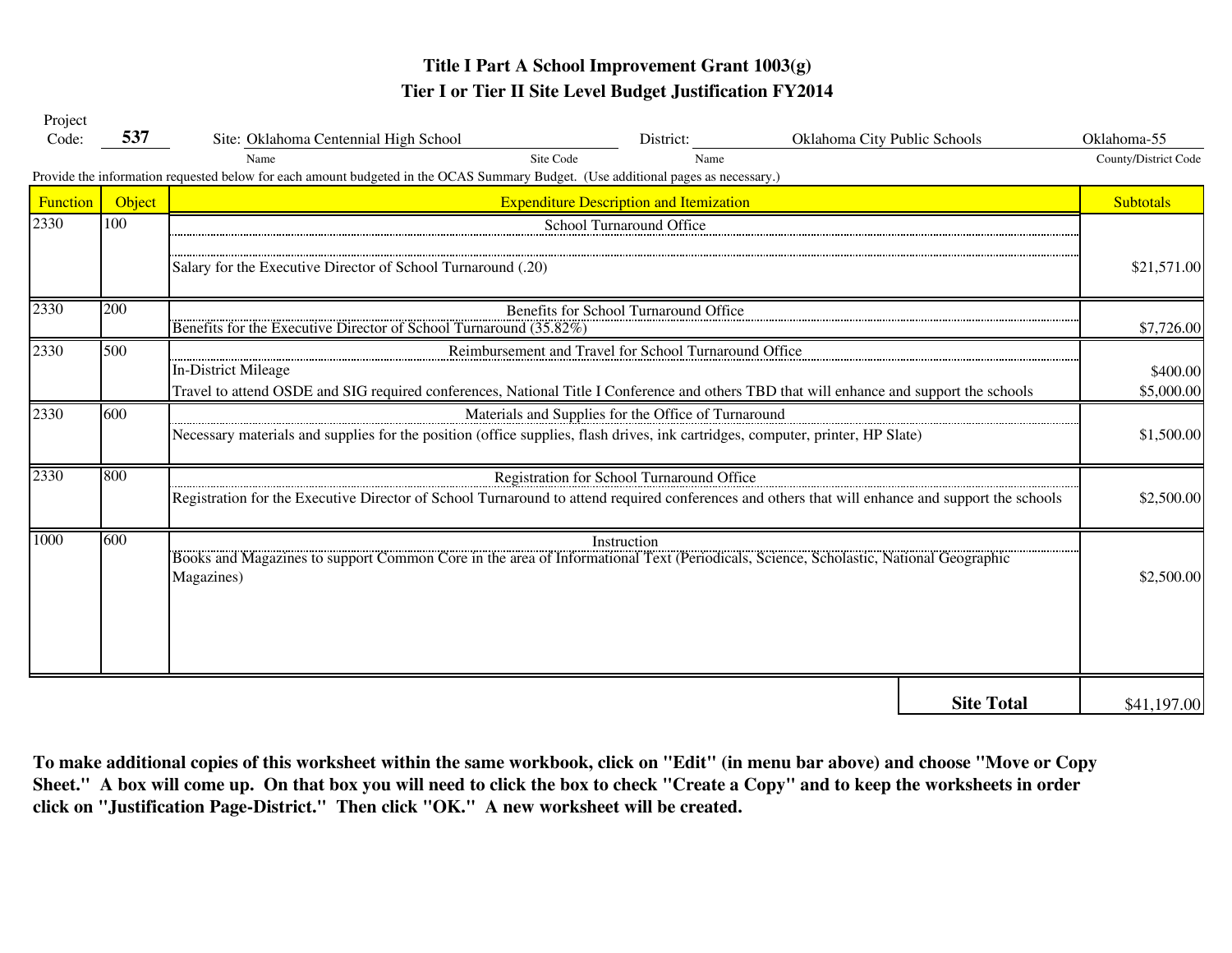# Title I Part A School Improvement Grant 1003(g)

## Tier I or Tier II Site Level Budget Justification FY2014

Project Code: **537** | Site: Oklahoma Centennial High School (Name) | Site Code | District: Oklahoma City Public Schools (Name) | Oklahoma-55 (County/District Code)

Provide the information requested below for each amount budgeted in the OCAS Summary Budget. (Use additional pages as necessary.)

| Function | Object | Expenditure Description and Itemization | Subtotals |
|---|---|---|---|
| 2330 | 100 | School Turnaround Office | |
| | | Salary for the Executive Director of School Turnaround (.20) | $21,571.00 |
| 2330 | 200 | Benefits for School Turnaround Office | |
| | | Benefits for the Executive Director of School Turnaround (35.82%) | $7,726.00 |
| 2330 | 500 | Reimbursement and Travel for School Turnaround Office | |
| | | In-District Mileage | $400.00 |
| | | Travel to attend OSDE and SIG required conferences, National Title I Conference and others TBD that will enhance and support the schools | $5,000.00 |
| 2330 | 600 | Materials and Supplies for the Office of Turnaround | |
| | | Necessary materials and supplies for the position (office supplies, flash drives, ink cartridges, computer, printer, HP Slate) | $1,500.00 |
| 2330 | 800 | Registration for School Turnaround Office | |
| | | Registration for the Executive Director of School Turnaround to attend required conferences and others that will enhance and support the schools | $2,500.00 |
| 1000 | 600 | Instruction | |
| | | Books and Magazines to support Common Core in the area of Informational Text (Periodicals, Science, Scholastic, National Geographic Magazines) | $2,500.00 |
| | | **Site Total** | $41,197.00 |

**To make additional copies of this worksheet within the same workbook, click on "Edit" (in menu bar above) and choose "Move or Copy Sheet." A box will come up. On that box you will need to click the box to check "Create a Copy" and to keep the worksheets in order click on "Justification Page-District." Then click "OK." A new worksheet will be created.**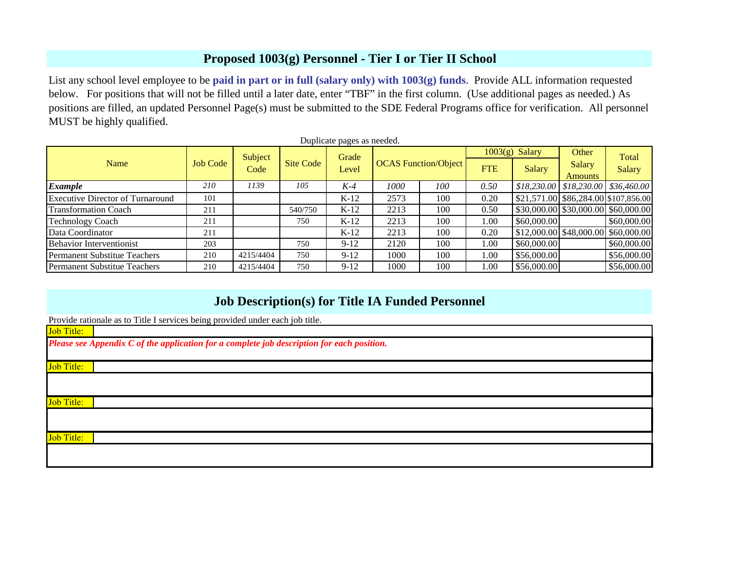## Proposed 1003(g) Personnel - Tier I or Tier II School

List any school level employee to be **paid in part or in full (salary only) with 1003(g) funds**. Provide ALL information requested below. For positions that will not be filled until a later date, enter "TBF" in the first column. (Use additional pages as needed.) As positions are filled, an updated Personnel Page(s) must be submitted to the SDE Federal Programs office for verification. All personnel MUST be highly qualified.

Duplicate pages as needed.

| Name | Job Code | Subject Code | Site Code | Grade Level | OCAS Function/Object | | 1003(g) Salary | | Other Salary Amounts | Total Salary |
|---|---|---|---|---|---|---|---|---|---|---|
| | | | | | | | FTE | Salary | | |
| ***Example*** | *210* | *1139* | *105* | *K-4* | *1000* | *100* | *0.50* | *$18,230.00* | *$18,230.00* | *$36,460.00* |
| Executive Director of Turnaround | 101 | | | K-12 | 2573 | 100 | 0.20 | $21,571.00 | $86,284.00 | $107,856.00 |
| Transformation Coach | 211 | | 540/750 | K-12 | 2213 | 100 | 0.50 | $30,000.00 | $30,000.00 | $60,000.00 |
| Technology Coach | 211 | | 750 | K-12 | 2213 | 100 | 1.00 | $60,000.00 | | $60,000.00 |
| Data Coordinator | 211 | | | K-12 | 2213 | 100 | 0.20 | $12,000.00 | $48,000.00 | $60,000.00 |
| Behavior Interventionist | 203 | | 750 | 9-12 | 2120 | 100 | 1.00 | $60,000.00 | | $60,000.00 |
| Permanent Substitue Teachers | 210 | 4215/4404 | 750 | 9-12 | 1000 | 100 | 1.00 | $56,000.00 | | $56,000.00 |
| Permanent Substitue Teachers | 210 | 4215/4404 | 750 | 9-12 | 1000 | 100 | 1.00 | $56,000.00 | | $56,000.00 |

## Job Description(s) for Title IA Funded Personnel

Provide rationale as to Title I services being provided under each job title.

Job Title:

***Please see Appendix C of the application for a complete job description for each position.***

Job Title:

Job Title:

Job Title: